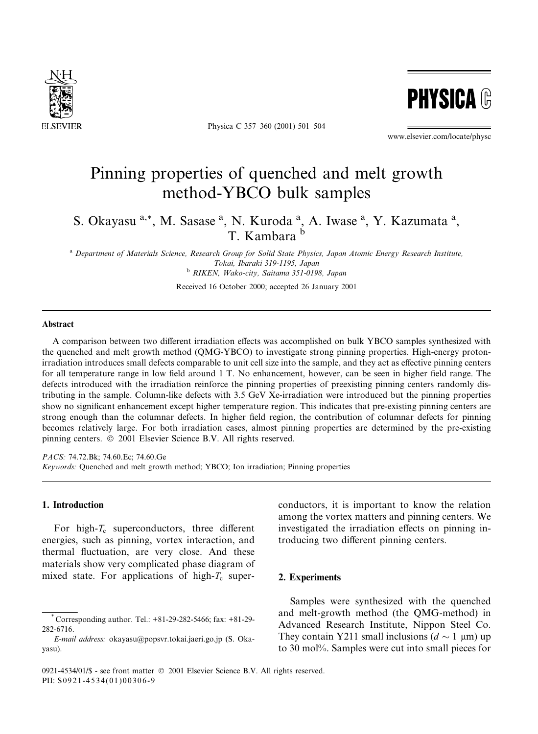# Pinning properties of quenched and melt growth method-YBCO bulk samples

S. Okayasu [a,*], M. Sasase [a], N. Kuroda [a], A. Iwase [a], Y. Kazumata [a], T. Kambara [b]

[a] Department of Materials Science, Research Group for Solid State Physics, Japan Atomic Energy Research Institute, Tokai, Ibaraki 319-1195, Japan

[b] RIKEN, Wako-city, Saitama 351-0198, Japan

Received 16 October 2000; accepted 26 January 2001

## Abstract

A comparison between two different irradiation effects was accomplished on bulk YBCO samples synthesized with the quenched and melt growth method (QMG-YBCO) to investigate strong pinning properties. High-energy proton-irradiation introduces small defects comparable to unit cell size into the sample, and they act as effective pinning centers for all temperature range in low field around 1 T. No enhancement, however, can be seen in higher field range. The defects introduced with the irradiation reinforce the pinning properties of preexisting pinning centers randomly distributing in the sample. Column-like defects with 3.5 GeV Xe-irradiation were introduced but the pinning properties show no significant enhancement except higher temperature region. This indicates that pre-existing pinning centers are strong enough than the columnar defects. In higher field region, the contribution of columnar defects for pinning becomes relatively large. For both irradiation cases, almost pinning properties are determined by the pre-existing pinning centers. © 2001 Elsevier Science B.V. All rights reserved.

*PACS:* 74.72.Bk; 74.60.Ec; 74.60.Ge

*Keywords:* Quenched and melt growth method; YBCO; Ion irradiation; Pinning properties

## 1. Introduction

For high-$T_c$ superconductors, three different energies, such as pinning, vortex interaction, and thermal fluctuation, are very close. And these materials show very complicated phase diagram of mixed state. For applications of high-$T_c$ superconductors, it is important to know the relation among the vortex matters and pinning centers. We investigated the irradiation effects on pinning introducing two different pinning centers.

## 2. Experiments

Samples were synthesized with the quenched and melt-growth method (the QMG-method) in Advanced Research Institute, Nippon Steel Co. They contain Y211 small inclusions ($d \sim 1$ μm) up to 30 mol%. Samples were cut into small pieces for

* Corresponding author. Tel.: +81-29-282-5466; fax: +81-29-282-6716.

*E-mail address:* okayasu@popsvr.tokai.jaeri.go.jp (S. Okayasu).

0921-4534/01/$ - see front matter © 2001 Elsevier Science B.V. All rights reserved.
PII: S0921-4534(01)00306-9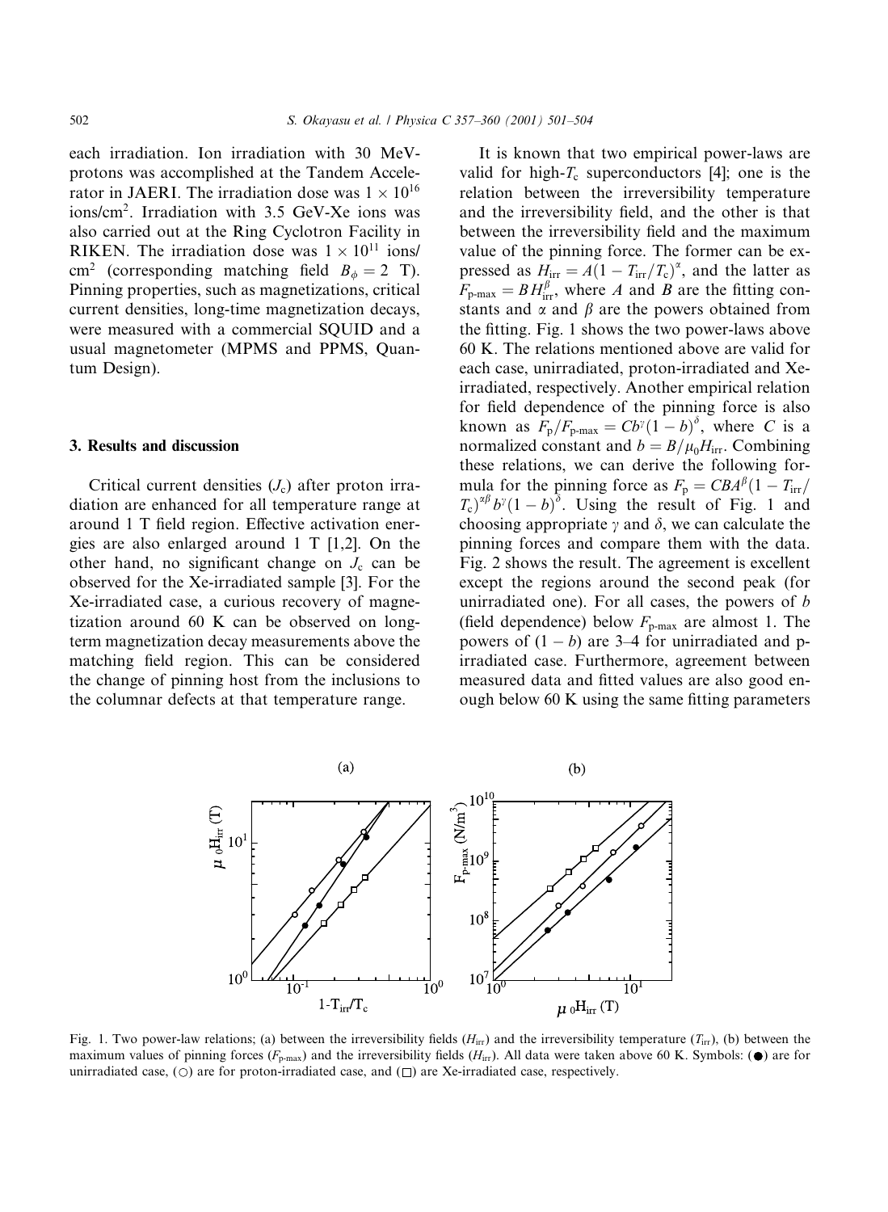each irradiation. Ion irradiation with 30 MeV-protons was accomplished at the Tandem Accelerator in JAERI. The irradiation dose was $1 \times 10^{16}$ ions/cm$^2$. Irradiation with 3.5 GeV-Xe ions was also carried out at the Ring Cyclotron Facility in RIKEN. The irradiation dose was $1 \times 10^{11}$ ions/cm$^2$ (corresponding matching field $B_\phi = 2$ T). Pinning properties, such as magnetizations, critical current densities, long-time magnetization decays, were measured with a commercial SQUID and a usual magnetometer (MPMS and PPMS, Quantum Design).

## 3. Results and discussion

Critical current densities ($J_c$) after proton irradiation are enhanced for all temperature range at around 1 T field region. Effective activation energies are also enlarged around 1 T [1,2]. On the other hand, no significant change on $J_c$ can be observed for the Xe-irradiated sample [3]. For the Xe-irradiated case, a curious recovery of magnetization around 60 K can be observed on long-term magnetization decay measurements above the matching field region. This can be considered the change of pinning host from the inclusions to the columnar defects at that temperature range.

It is known that two empirical power-laws are valid for high-$T_c$ superconductors [4]; one is the relation between the irreversibility temperature and the irreversibility field, and the other is that between the irreversibility field and the maximum value of the pinning force. The former can be expressed as $H_{irr} = A(1 - T_{irr}/T_c)^\alpha$, and the latter as $F_{p\text{-max}} = BH_{irr}^\beta$, where $A$ and $B$ are the fitting constants and $\alpha$ and $\beta$ are the powers obtained from the fitting. Fig. 1 shows the two power-laws above 60 K. The relations mentioned above are valid for each case, unirradiated, proton-irradiated and Xe-irradiated, respectively. Another empirical relation for field dependence of the pinning force is also known as $F_p/F_{p\text{-max}} = Cb^\gamma(1 - b)^\delta$, where $C$ is a normalized constant and $b = B/\mu_0 H_{irr}$. Combining these relations, we can derive the following formula for the pinning force as $F_p = CBA^\beta(1 - T_{irr}/T_c)^{\alpha\beta} b^\gamma (1 - b)^\delta$. Using the result of Fig. 1 and choosing appropriate $\gamma$ and $\delta$, we can calculate the pinning forces and compare them with the data. Fig. 2 shows the result. The agreement is excellent except the regions around the second peak (for unirradiated one). For all cases, the powers of $b$ (field dependence) below $F_{p\text{-max}}$ are almost 1. The powers of $(1 - b)$ are 3–4 for unirradiated and p-irradiated case. Furthermore, agreement between measured data and fitted values are also good enough below 60 K using the same fitting parameters

Fig. 1. Two power-law relations; (a) between the irreversibility fields ($H_{irr}$) and the irreversibility temperature ($T_{irr}$), (b) between the maximum values of pinning forces ($F_{p\text{-max}}$) and the irreversibility fields ($H_{irr}$). All data were taken above 60 K. Symbols: (●) are for unirradiated case, (○) are for proton-irradiated case, and (□) are Xe-irradiated case, respectively.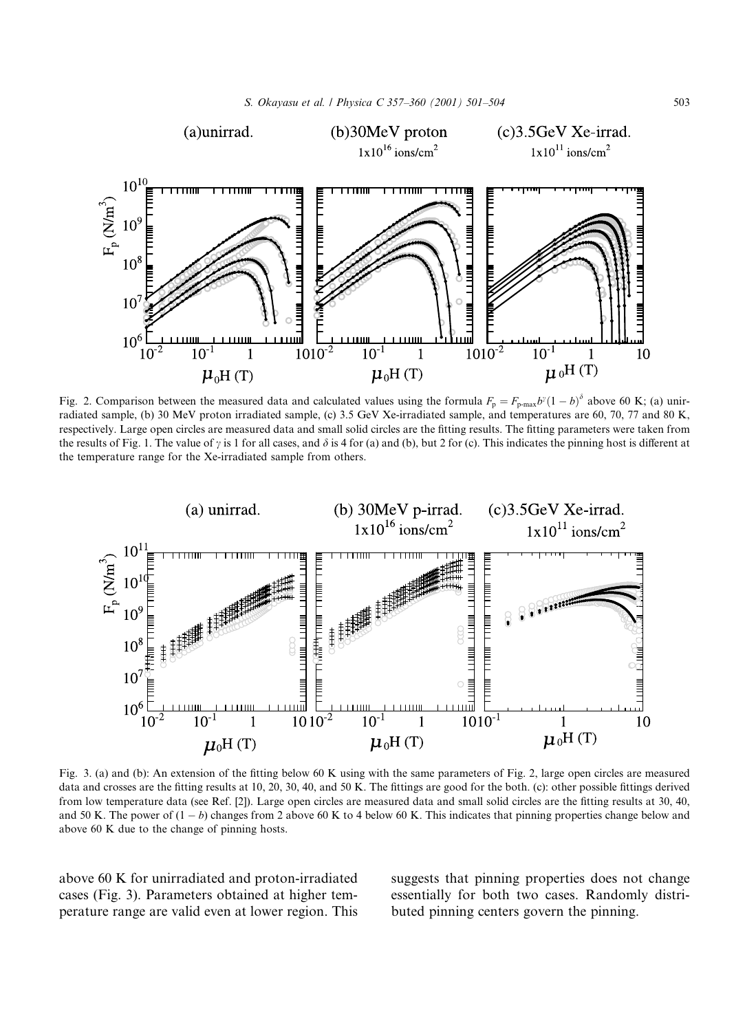Fig. 2. Comparison between the measured data and calculated values using the formula $F_p = F_{p\text{-max}} b^{\gamma}(1-b)^{\delta}$ above 60 K; (a) unirradiated sample, (b) 30 MeV proton irradiated sample, (c) 3.5 GeV Xe-irradiated sample, and temperatures are 60, 70, 77 and 80 K, respectively. Large open circles are measured data and small solid circles are the fitting results. The fitting parameters were taken from the results of Fig. 1. The value of $\gamma$ is 1 for all cases, and $\delta$ is 4 for (a) and (b), but 2 for (c). This indicates the pinning host is different at the temperature range for the Xe-irradiated sample from others.

Fig. 3. (a) and (b): An extension of the fitting below 60 K using with the same parameters of Fig. 2, large open circles are measured data and crosses are the fitting results at 10, 20, 30, 40, and 50 K. The fittings are good for the both. (c): other possible fittings derived from low temperature data (see Ref. [2]). Large open circles are measured data and small solid circles are the fitting results at 30, 40, and 50 K. The power of $(1-b)$ changes from 2 above 60 K to 4 below 60 K. This indicates that pinning properties change below and above 60 K due to the change of pinning hosts.

above 60 K for unirradiated and proton-irradiated cases (Fig. 3). Parameters obtained at higher temperature range are valid even at lower region. This suggests that pinning properties does not change essentially for both two cases. Randomly distributed pinning centers govern the pinning.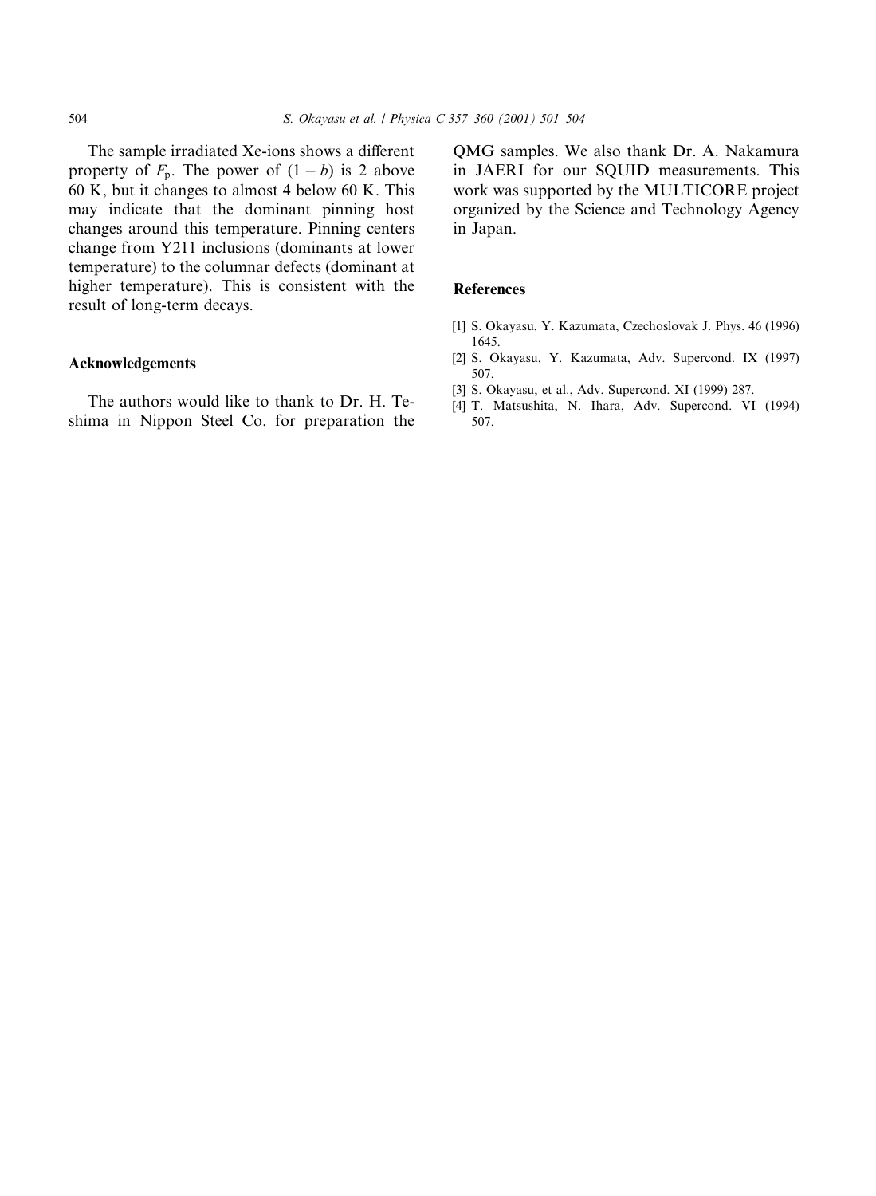The sample irradiated Xe-ions shows a different property of $F_p$. The power of $(1 - b)$ is 2 above 60 K, but it changes to almost 4 below 60 K. This may indicate that the dominant pinning host changes around this temperature. Pinning centers change from Y211 inclusions (dominants at lower temperature) to the columnar defects (dominant at higher temperature). This is consistent with the result of long-term decays.

## Acknowledgements

The authors would like to thank to Dr. H. Teshima in Nippon Steel Co. for preparation the QMG samples. We also thank Dr. A. Nakamura in JAERI for our SQUID measurements. This work was supported by the MULTICORE project organized by the Science and Technology Agency in Japan.

## References

[1] S. Okayasu, Y. Kazumata, Czechoslovak J. Phys. 46 (1996) 1645.

[2] S. Okayasu, Y. Kazumata, Adv. Supercond. IX (1997) 507.

[3] S. Okayasu, et al., Adv. Supercond. XI (1999) 287.

[4] T. Matsushita, N. Ihara, Adv. Supercond. VI (1994) 507.